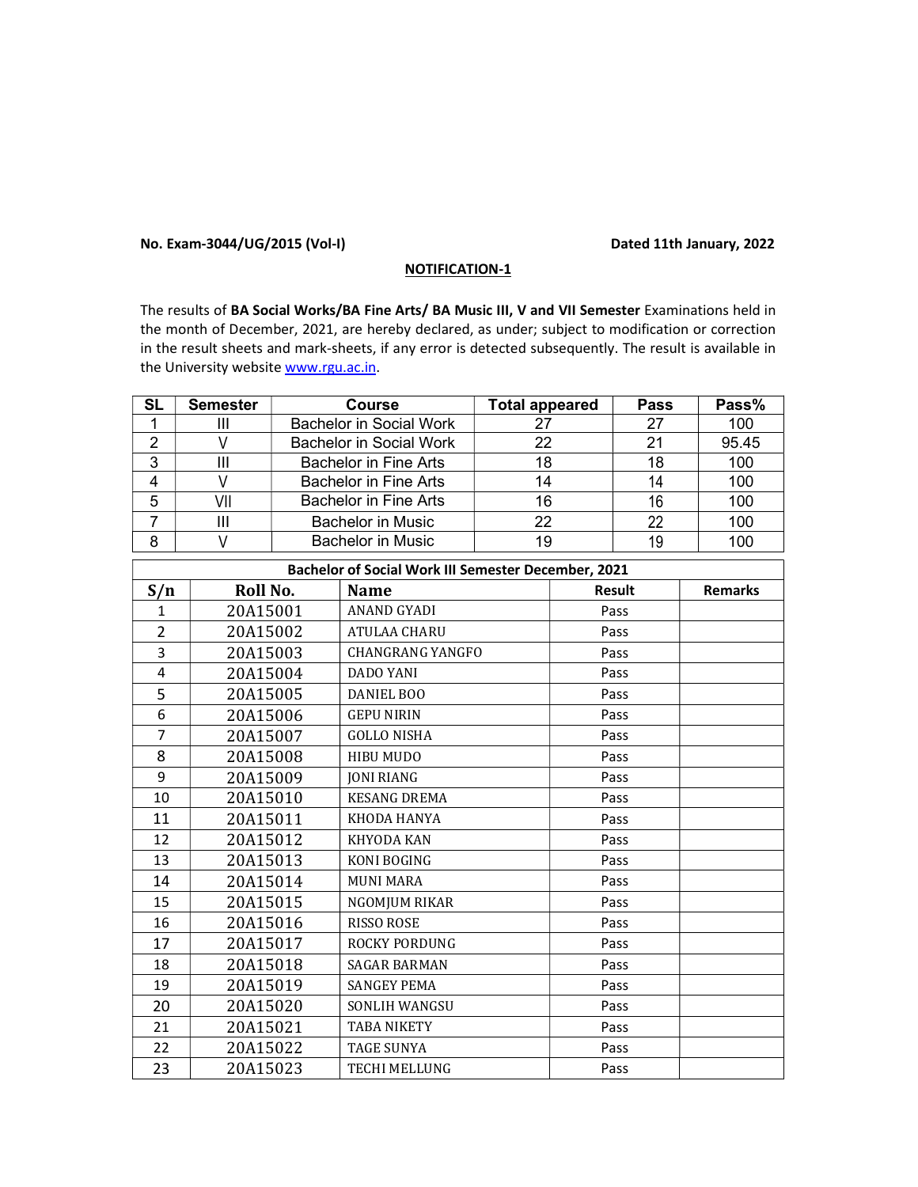**No. Exam-3044/UG/2015 (Vol-I)** **Dated 11th January, 2022**

**NOTIFICATION-1**

The results of **BA Social Works/BA Fine Arts/ BA Music III, V and VII Semester** Examinations held in the month of December, 2021, are hereby declared, as under; subject to modification or correction in the result sheets and mark-sheets, if any error is detected subsequently. The result is available in the University website www.rgu.ac.in.

| SL | Semester | Course | Total appeared | Pass | Pass% |
|---|---|---|---|---|---|
| 1 | III | Bachelor in Social Work | 27 | 27 | 100 |
| 2 | V | Bachelor in Social Work | 22 | 21 | 95.45 |
| 3 | III | Bachelor in Fine Arts | 18 | 18 | 100 |
| 4 | V | Bachelor in Fine Arts | 14 | 14 | 100 |
| 5 | VII | Bachelor in Fine Arts | 16 | 16 | 100 |
| 7 | III | Bachelor in Music | 22 | 22 | 100 |
| 8 | V | Bachelor in Music | 19 | 19 | 100 |

| Bachelor of Social Work III Semester December, 2021 | | | | |
|---|---|---|---|---|
| S/n | Roll No. | Name | Result | Remarks |
| 1 | 20A15001 | ANAND GYADI | Pass | |
| 2 | 20A15002 | ATULAA CHARU | Pass | |
| 3 | 20A15003 | CHANGRANG YANGFO | Pass | |
| 4 | 20A15004 | DADO YANI | Pass | |
| 5 | 20A15005 | DANIEL BOO | Pass | |
| 6 | 20A15006 | GEPU NIRIN | Pass | |
| 7 | 20A15007 | GOLLO NISHA | Pass | |
| 8 | 20A15008 | HIBU MUDO | Pass | |
| 9 | 20A15009 | JONI RIANG | Pass | |
| 10 | 20A15010 | KESANG DREMA | Pass | |
| 11 | 20A15011 | KHODA HANYA | Pass | |
| 12 | 20A15012 | KHYODA KAN | Pass | |
| 13 | 20A15013 | KONI BOGING | Pass | |
| 14 | 20A15014 | MUNI MARA | Pass | |
| 15 | 20A15015 | NGOMJUM RIKAR | Pass | |
| 16 | 20A15016 | RISSO ROSE | Pass | |
| 17 | 20A15017 | ROCKY PORDUNG | Pass | |
| 18 | 20A15018 | SAGAR BARMAN | Pass | |
| 19 | 20A15019 | SANGEY PEMA | Pass | |
| 20 | 20A15020 | SONLIH WANGSU | Pass | |
| 21 | 20A15021 | TABA NIKETY | Pass | |
| 22 | 20A15022 | TAGE SUNYA | Pass | |
| 23 | 20A15023 | TECHI MELLUNG | Pass | |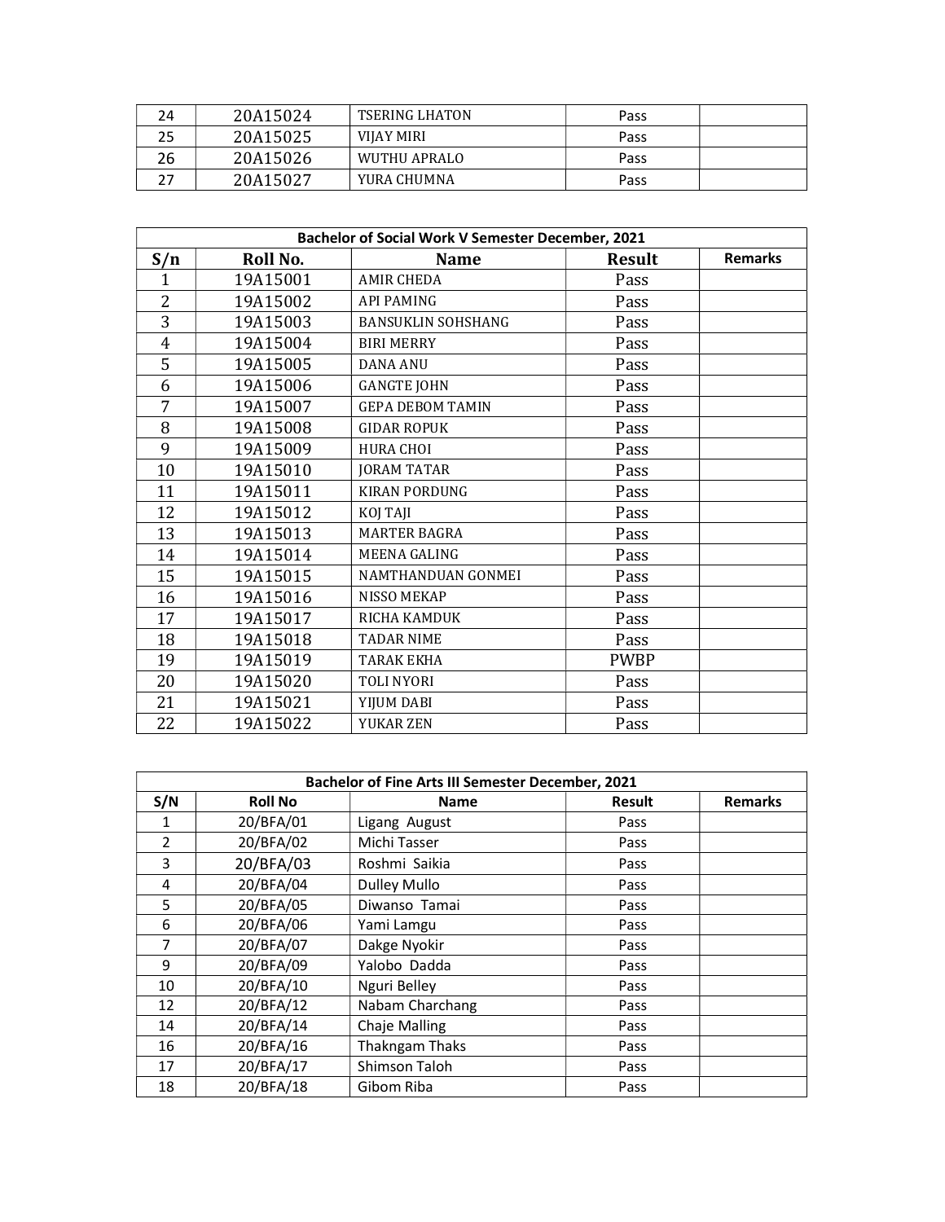| 24 | 20A15024 | TSERING LHATON | Pass | |
|---|---|---|---|---|
| 25 | 20A15025 | VIJAY MIRI | Pass | |
| 26 | 20A15026 | WUTHU APRALO | Pass | |
| 27 | 20A15027 | YURA CHUMNA | Pass | |

**Bachelor of Social Work V Semester December, 2021**

| S/n | Roll No. | Name | Result | Remarks |
|---|---|---|---|---|
| 1 | 19A15001 | AMIR CHEDA | Pass | |
| 2 | 19A15002 | API PAMING | Pass | |
| 3 | 19A15003 | BANSUKLIN SOHSHANG | Pass | |
| 4 | 19A15004 | BIRI MERRY | Pass | |
| 5 | 19A15005 | DANA ANU | Pass | |
| 6 | 19A15006 | GANGTE JOHN | Pass | |
| 7 | 19A15007 | GEPA DEBOM TAMIN | Pass | |
| 8 | 19A15008 | GIDAR ROPUK | Pass | |
| 9 | 19A15009 | HURA CHOI | Pass | |
| 10 | 19A15010 | JORAM TATAR | Pass | |
| 11 | 19A15011 | KIRAN PORDUNG | Pass | |
| 12 | 19A15012 | KOJ TAJI | Pass | |
| 13 | 19A15013 | MARTER BAGRA | Pass | |
| 14 | 19A15014 | MEENA GALING | Pass | |
| 15 | 19A15015 | NAMTHANDUAN GONMEI | Pass | |
| 16 | 19A15016 | NISSO MEKAP | Pass | |
| 17 | 19A15017 | RICHA KAMDUK | Pass | |
| 18 | 19A15018 | TADAR NIME | Pass | |
| 19 | 19A15019 | TARAK EKHA | PWBP | |
| 20 | 19A15020 | TOLI NYORI | Pass | |
| 21 | 19A15021 | YIJUM DABI | Pass | |
| 22 | 19A15022 | YUKAR ZEN | Pass | |

**Bachelor of Fine Arts III Semester December, 2021**

| S/N | Roll No | Name | Result | Remarks |
|---|---|---|---|---|
| 1 | 20/BFA/01 | Ligang August | Pass | |
| 2 | 20/BFA/02 | Michi Tasser | Pass | |
| 3 | 20/BFA/03 | Roshmi Saikia | Pass | |
| 4 | 20/BFA/04 | Dulley Mullo | Pass | |
| 5 | 20/BFA/05 | Diwanso Tamai | Pass | |
| 6 | 20/BFA/06 | Yami Lamgu | Pass | |
| 7 | 20/BFA/07 | Dakge Nyokir | Pass | |
| 9 | 20/BFA/09 | Yalobo Dadda | Pass | |
| 10 | 20/BFA/10 | Nguri Belley | Pass | |
| 12 | 20/BFA/12 | Nabam Charchang | Pass | |
| 14 | 20/BFA/14 | Chaje Malling | Pass | |
| 16 | 20/BFA/16 | Thakngam Thaks | Pass | |
| 17 | 20/BFA/17 | Shimson Taloh | Pass | |
| 18 | 20/BFA/18 | Gibom Riba | Pass | |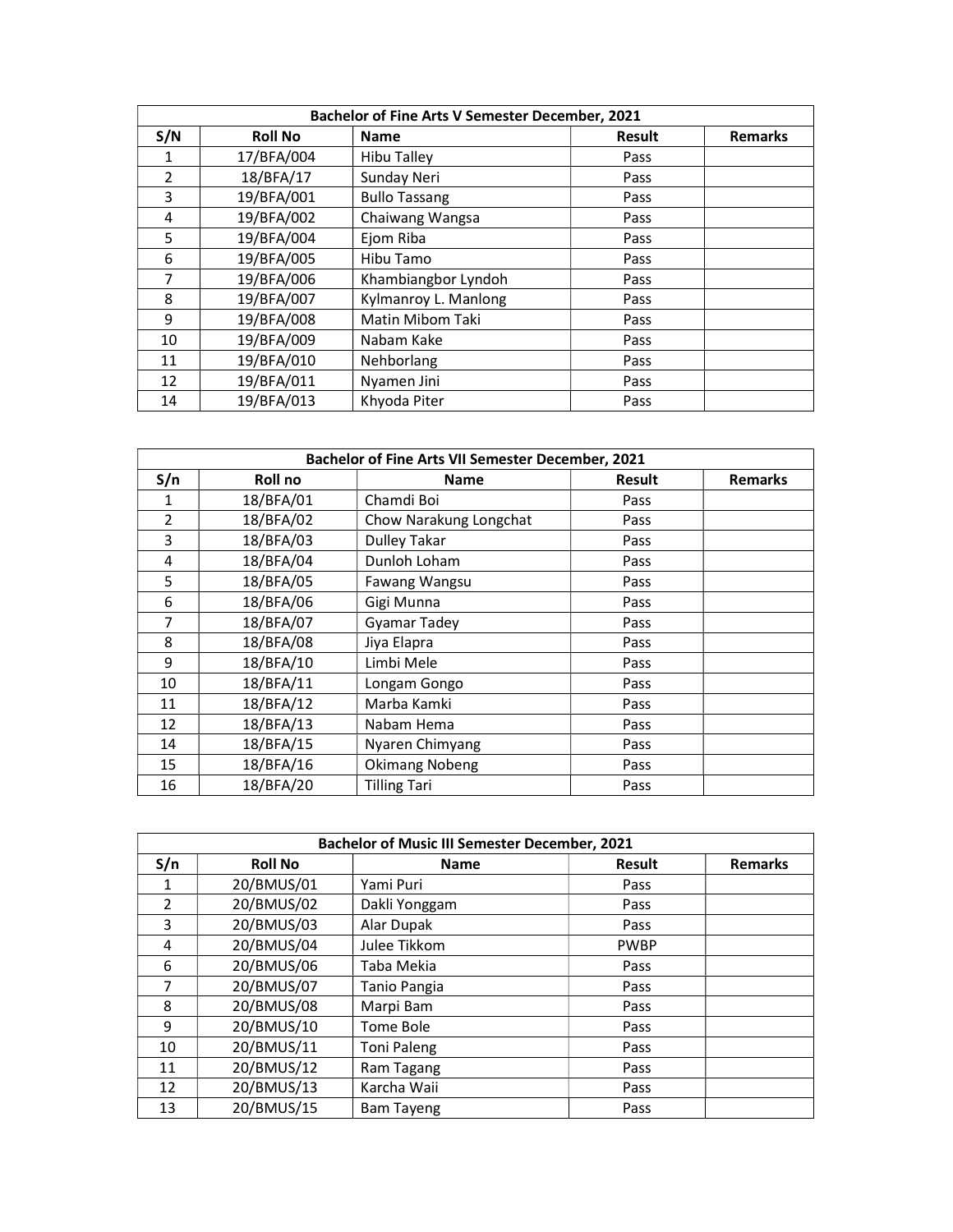| Bachelor of Fine Arts V Semester December, 2021 | | | | |
|---|---|---|---|---|
| S/N | Roll No | Name | Result | Remarks |
| 1 | 17/BFA/004 | Hibu Talley | Pass | |
| 2 | 18/BFA/17 | Sunday Neri | Pass | |
| 3 | 19/BFA/001 | Bullo Tassang | Pass | |
| 4 | 19/BFA/002 | Chaiwang Wangsa | Pass | |
| 5 | 19/BFA/004 | Ejom Riba | Pass | |
| 6 | 19/BFA/005 | Hibu Tamo | Pass | |
| 7 | 19/BFA/006 | Khambiangbor Lyndoh | Pass | |
| 8 | 19/BFA/007 | Kylmanroy L. Manlong | Pass | |
| 9 | 19/BFA/008 | Matin Mibom Taki | Pass | |
| 10 | 19/BFA/009 | Nabam Kake | Pass | |
| 11 | 19/BFA/010 | Nehborlang | Pass | |
| 12 | 19/BFA/011 | Nyamen Jini | Pass | |
| 14 | 19/BFA/013 | Khyoda Piter | Pass | |

| Bachelor of Fine Arts VII Semester December, 2021 | | | | |
|---|---|---|---|---|
| S/n | Roll no | Name | Result | Remarks |
| 1 | 18/BFA/01 | Chamdi Boi | Pass | |
| 2 | 18/BFA/02 | Chow Narakung Longchat | Pass | |
| 3 | 18/BFA/03 | Dulley Takar | Pass | |
| 4 | 18/BFA/04 | Dunloh Loham | Pass | |
| 5 | 18/BFA/05 | Fawang Wangsu | Pass | |
| 6 | 18/BFA/06 | Gigi Munna | Pass | |
| 7 | 18/BFA/07 | Gyamar Tadey | Pass | |
| 8 | 18/BFA/08 | Jiya Elapra | Pass | |
| 9 | 18/BFA/10 | Limbi Mele | Pass | |
| 10 | 18/BFA/11 | Longam Gongo | Pass | |
| 11 | 18/BFA/12 | Marba Kamki | Pass | |
| 12 | 18/BFA/13 | Nabam Hema | Pass | |
| 14 | 18/BFA/15 | Nyaren Chimyang | Pass | |
| 15 | 18/BFA/16 | Okimang Nobeng | Pass | |
| 16 | 18/BFA/20 | Tilling Tari | Pass | |

| Bachelor of Music III Semester December, 2021 | | | | |
|---|---|---|---|---|
| S/n | Roll No | Name | Result | Remarks |
| 1 | 20/BMUS/01 | Yami Puri | Pass | |
| 2 | 20/BMUS/02 | Dakli Yonggam | Pass | |
| 3 | 20/BMUS/03 | Alar Dupak | Pass | |
| 4 | 20/BMUS/04 | Julee Tikkom | PWBP | |
| 6 | 20/BMUS/06 | Taba Mekia | Pass | |
| 7 | 20/BMUS/07 | Tanio Pangia | Pass | |
| 8 | 20/BMUS/08 | Marpi Bam | Pass | |
| 9 | 20/BMUS/10 | Tome Bole | Pass | |
| 10 | 20/BMUS/11 | Toni Paleng | Pass | |
| 11 | 20/BMUS/12 | Ram Tagang | Pass | |
| 12 | 20/BMUS/13 | Karcha Waii | Pass | |
| 13 | 20/BMUS/15 | Bam Tayeng | Pass | |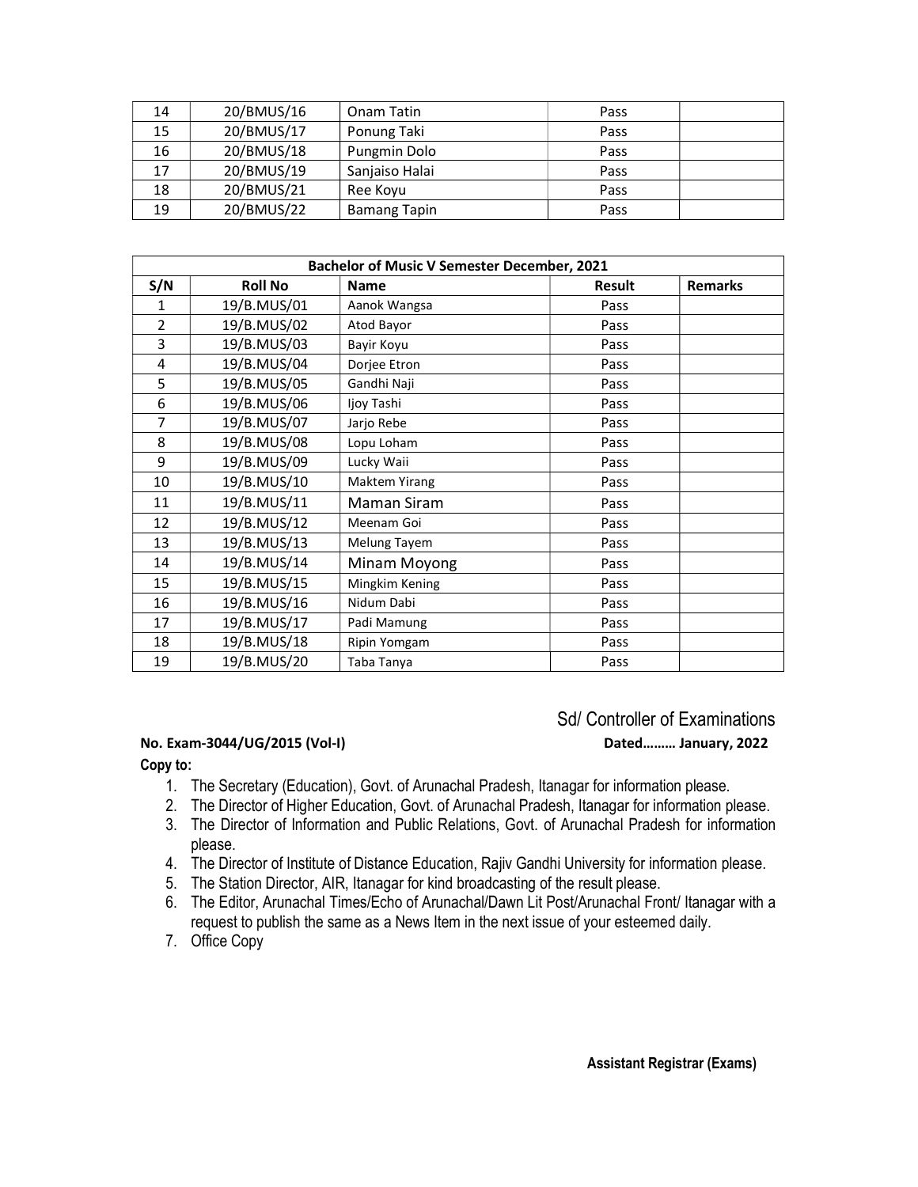| | | | | |
|---|---|---|---|---|
| 14 | 20/BMUS/16 | Onam Tatin | Pass | |
| 15 | 20/BMUS/17 | Ponung Taki | Pass | |
| 16 | 20/BMUS/18 | Pungmin Dolo | Pass | |
| 17 | 20/BMUS/19 | Sanjaiso Halai | Pass | |
| 18 | 20/BMUS/21 | Ree Koyu | Pass | |
| 19 | 20/BMUS/22 | Bamang Tapin | Pass | |

| Bachelor of Music V Semester December, 2021 | | | | |
|---|---|---|---|---|
| **S/N** | **Roll No** | **Name** | **Result** | **Remarks** |
| 1 | 19/B.MUS/01 | Aanok Wangsa | Pass | |
| 2 | 19/B.MUS/02 | Atod Bayor | Pass | |
| 3 | 19/B.MUS/03 | Bayir Koyu | Pass | |
| 4 | 19/B.MUS/04 | Dorjee Etron | Pass | |
| 5 | 19/B.MUS/05 | Gandhi Naji | Pass | |
| 6 | 19/B.MUS/06 | Ijoy Tashi | Pass | |
| 7 | 19/B.MUS/07 | Jarjo Rebe | Pass | |
| 8 | 19/B.MUS/08 | Lopu Loham | Pass | |
| 9 | 19/B.MUS/09 | Lucky Waii | Pass | |
| 10 | 19/B.MUS/10 | Maktem Yirang | Pass | |
| 11 | 19/B.MUS/11 | Maman Siram | Pass | |
| 12 | 19/B.MUS/12 | Meenam Goi | Pass | |
| 13 | 19/B.MUS/13 | Melung Tayem | Pass | |
| 14 | 19/B.MUS/14 | Minam Moyong | Pass | |
| 15 | 19/B.MUS/15 | Mingkim Kening | Pass | |
| 16 | 19/B.MUS/16 | Nidum Dabi | Pass | |
| 17 | 19/B.MUS/17 | Padi Mamung | Pass | |
| 18 | 19/B.MUS/18 | Ripin Yomgam | Pass | |
| 19 | 19/B.MUS/20 | Taba Tanya | Pass | |

Sd/ Controller of Examinations

**No. Exam-3044/UG/2015 (Vol-I)** **Dated……… January, 2022**

**Copy to:**

1. The Secretary (Education), Govt. of Arunachal Pradesh, Itanagar for information please.
2. The Director of Higher Education, Govt. of Arunachal Pradesh, Itanagar for information please.
3. The Director of Information and Public Relations, Govt. of Arunachal Pradesh for information please.
4. The Director of Institute of Distance Education, Rajiv Gandhi University for information please.
5. The Station Director, AIR, Itanagar for kind broadcasting of the result please.
6. The Editor, Arunachal Times/Echo of Arunachal/Dawn Lit Post/Arunachal Front/ Itanagar with a request to publish the same as a News Item in the next issue of your esteemed daily.
7. Office Copy

**Assistant Registrar (Exams)**